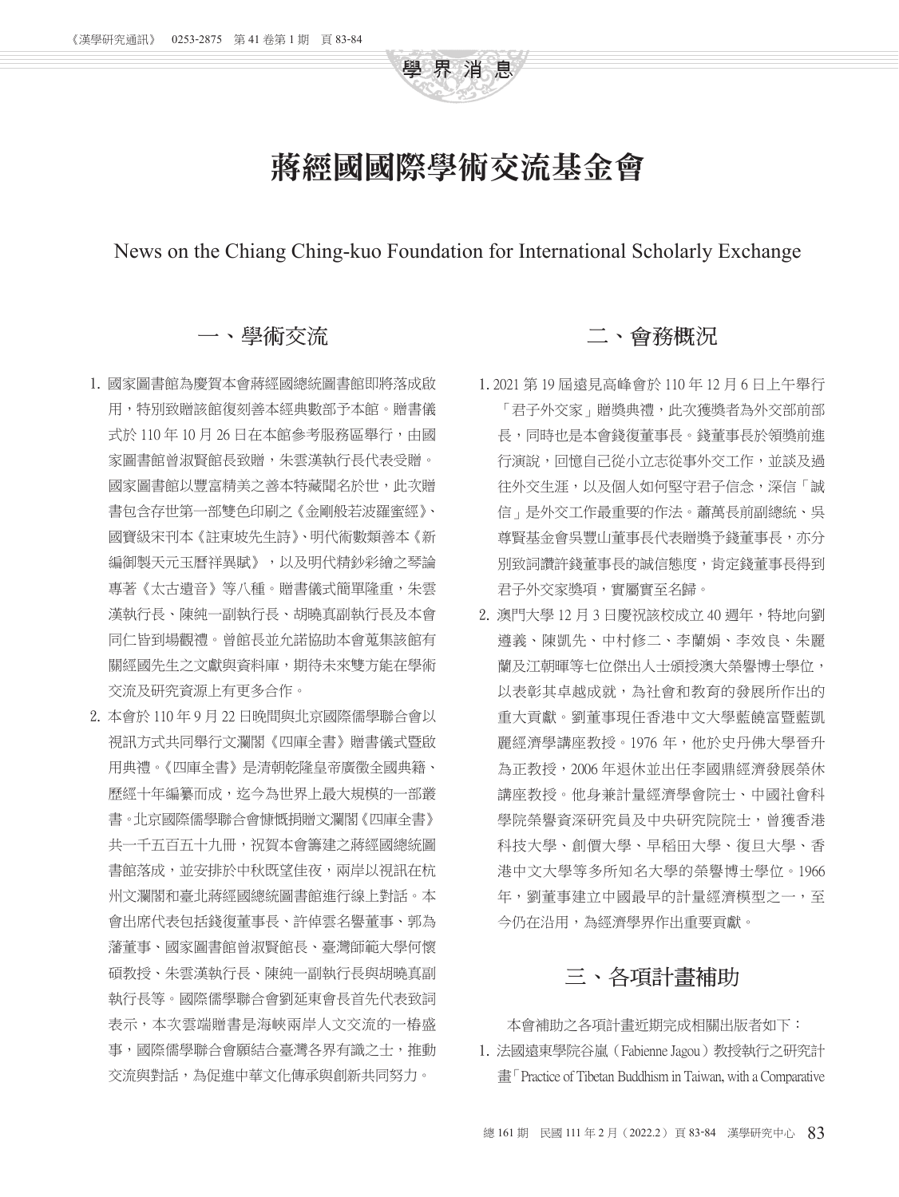學 界 消 息

# 蔣經國國際學術交流基金會

News on the Chiang Ching-kuo Foundation for International Scholarly Exchange

## 一、學術交流

1. 國家圖書館為慶賀本會蔣經國總統圖書館即將落成啟用，特別致贈該館復刻善本經典數部予本館。贈書儀式於 110 年 10 月 26 日在本館參考服務區舉行，由國家圖書館曾淑賢館長致贈，朱雲漢執行長代表受贈。國家圖書館以豐富精美之善本特藏聞名於世，此次贈書包含存世第一部雙色印刷之《金剛般若波羅蜜經》、國寶級宋刊本《註東坡先生詩》、明代術數類善本《新編御製天元玉曆祥異賦》，以及明代精鈔彩繪之琴論專著《太古遺音》等八種。贈書儀式簡單隆重，朱雲漢執行長、陳純一副執行長、胡曉真副執行長及本會同仁皆到場觀禮。曾館長並允諾協助本會蒐集該館有關經國先生之文獻與資料庫，期待未來雙方能在學術交流及研究資源上有更多合作。
2. 本會於 110 年 9 月 22 日晚間與北京國際儒學聯合會以視訊方式共同舉行文瀾閣《四庫全書》贈書儀式暨啟用典禮。《四庫全書》是清朝乾隆皇帝廣徵全國典籍、歷經十年編纂而成，迄今為世界上最大規模的一部叢書。北京國際儒學聯合會慷慨捐贈文瀾閣《四庫全書》共一千五百五十九冊，祝賀本會籌建之蔣經國總統圖書館落成，並安排於中秋既望佳夜，兩岸以視訊在杭州文瀾閣和臺北蔣經國總統圖書館進行線上對話。本會出席代表包括錢復董事長、許倬雲名譽董事、郭為藩董事、國家圖書館曾淑賢館長、臺灣師範大學何懷碩教授、朱雲漢執行長、陳純一副執行長與胡曉真副執行長等。國際儒學聯合會劉延東會長首先代表致詞表示，本次雲端贈書是海峽兩岸人文交流的一樁盛事，國際儒學聯合會願結合臺灣各界有識之士，推動交流與對話，為促進中華文化傳承與創新共同努力。

## 二、會務概況

1. 2021 第 19 屆遠見高峰會於 110 年 12 月 6 日上午舉行「君子外交家」贈獎典禮，此次獲獎者為外交部前部長，同時也是本會錢復董事長。錢董事長於領獎前進行演說，回憶自己從小立志從事外交工作，並談及過往外交生涯，以及個人如何堅守君子信念，深信「誠信」是外交工作最重要的作法。蕭萬長前副總統、吳尊賢基金會吳豐山董事長代表贈獎予錢董事長，亦分別致詞讚許錢董事長的誠信態度，肯定錢董事長得到君子外交家獎項，實屬實至名歸。
2. 澳門大學 12 月 3 日慶祝該校成立 40 週年，特地向劉遵義、陳凱先、中村修二、李蘭娟、李效良、朱麗蘭及江朝暉等七位傑出人士頒授澳大榮譽博士學位，以表彰其卓越成就，為社會和教育的發展所作出的重大貢獻。劉董事現任香港中文大學藍饒富暨藍凱麗經濟學講座教授。1976 年，他於史丹佛大學晉升為正教授，2006 年退休並出任李國鼎經濟發展榮休講座教授。他身兼計量經濟學會院士、中國社會科學院榮譽資深研究員及中央研究院院士，曾獲香港科技大學、創價大學、早稻田大學、復旦大學、香港中文大學等多所知名大學的榮譽博士學位。1966 年，劉董事建立中國最早的計量經濟模型之一，至今仍在沿用，為經濟學界作出重要貢獻。

## 三、各項計畫補助

本會補助之各項計畫近期完成相關出版者如下：

1. 法國遠東學院谷嵐（Fabienne Jagou）教授執行之研究計畫「Practice of Tibetan Buddhism in Taiwan, with a Comparative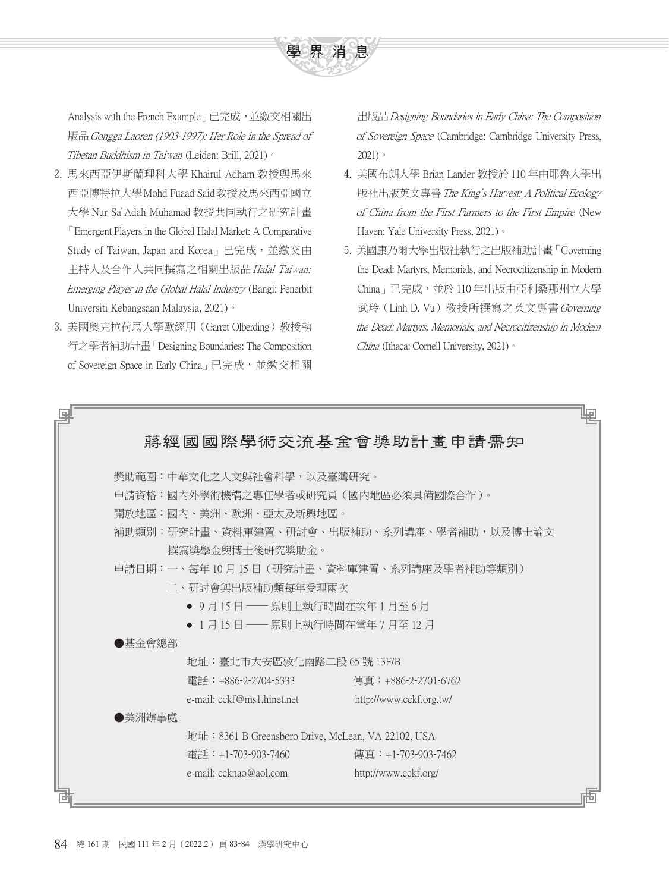Analysis with the French Example」已完成，並繳交相關出版品 *Gongga Laoren (1903-1997): Her Role in the Spread of Tibetan Buddhism in Taiwan* (Leiden: Brill, 2021)。

2. 馬來西亞伊斯蘭理科大學 Khairul Adham 教授與馬來西亞博特拉大學Mohd Fuaad Said教授及馬來西亞國立大學 Nur Sa'Adah Muhamad 教授共同執行之研究計畫「Emergent Players in the Global Halal Market: A Comparative Study of Taiwan, Japan and Korea」已完成，並繳交由主持人及合作人共同撰寫之相關出版品 *Halal Taiwan: Emerging Player in the Global Halal Industry* (Bangi: Penerbit Universiti Kebangsaan Malaysia, 2021)。
3. 美國奧克拉荷馬大學歐經朋（Garret Olberding）教授執行之學者補助計畫「Designing Boundaries: The Composition of Sovereign Space in Early China」已完成，並繳交相關出版品 *Designing Boundaries in Early China: The Composition of Sovereign Space* (Cambridge: Cambridge University Press, 2021)。
4. 美國布朗大學 Brian Lander 教授於 110 年由耶魯大學出版社出版英文專書 *The King's Harvest: A Political Ecology of China from the First Farmers to the First Empire* (New Haven: Yale University Press, 2021)。
5. 美國康乃爾大學出版社執行之出版補助計畫「Governing the Dead: Martyrs, Memorials, and Necrocitizenship in Modern China」已完成，並於 110 年出版由亞利桑那州立大學武玲（Linh D. Vu）教授所撰寫之英文專書 *Governing the Dead: Martyrs, Memorials, and Necrocitizenship in Modern China* (Ithaca: Cornell University, 2021)。

## 蔣經國國際學術交流基金會獎助計畫申請需知

獎助範圍：中華文化之人文與社會科學，以及臺灣研究。

申請資格：國內外學術機構之專任學者或研究員（國內地區必須具備國際合作）。

開放地區：國內、美洲、歐洲、亞太及新興地區。

補助類別：研究計畫、資料庫建置、研討會、出版補助、系列講座、學者補助，以及博士論文撰寫獎學金與博士後研究獎助金。

申請日期：一、每年 10 月 15 日（研究計畫、資料庫建置、系列講座及學者補助等類別）

二、研討會與出版補助類每年受理兩次

- 9 月 15 日 —— 原則上執行時間在次年 1 月至 6 月
- 1 月 15 日 —— 原則上執行時間在當年 7 月至 12 月

●基金會總部

地址：臺北市大安區敦化南路二段 65 號 13F/B

電話：+886-2-2704-5333　傳真：+886-2-2701-6762

e-mail: cckf@ms1.hinet.net　http://www.cckf.org.tw/

●美洲辦事處

地址：8361 B Greensboro Drive, McLean, VA 22102, USA

電話：+1-703-903-7460　傳真：+1-703-903-7462

e-mail: ccknao@aol.com　http://www.cckf.org/